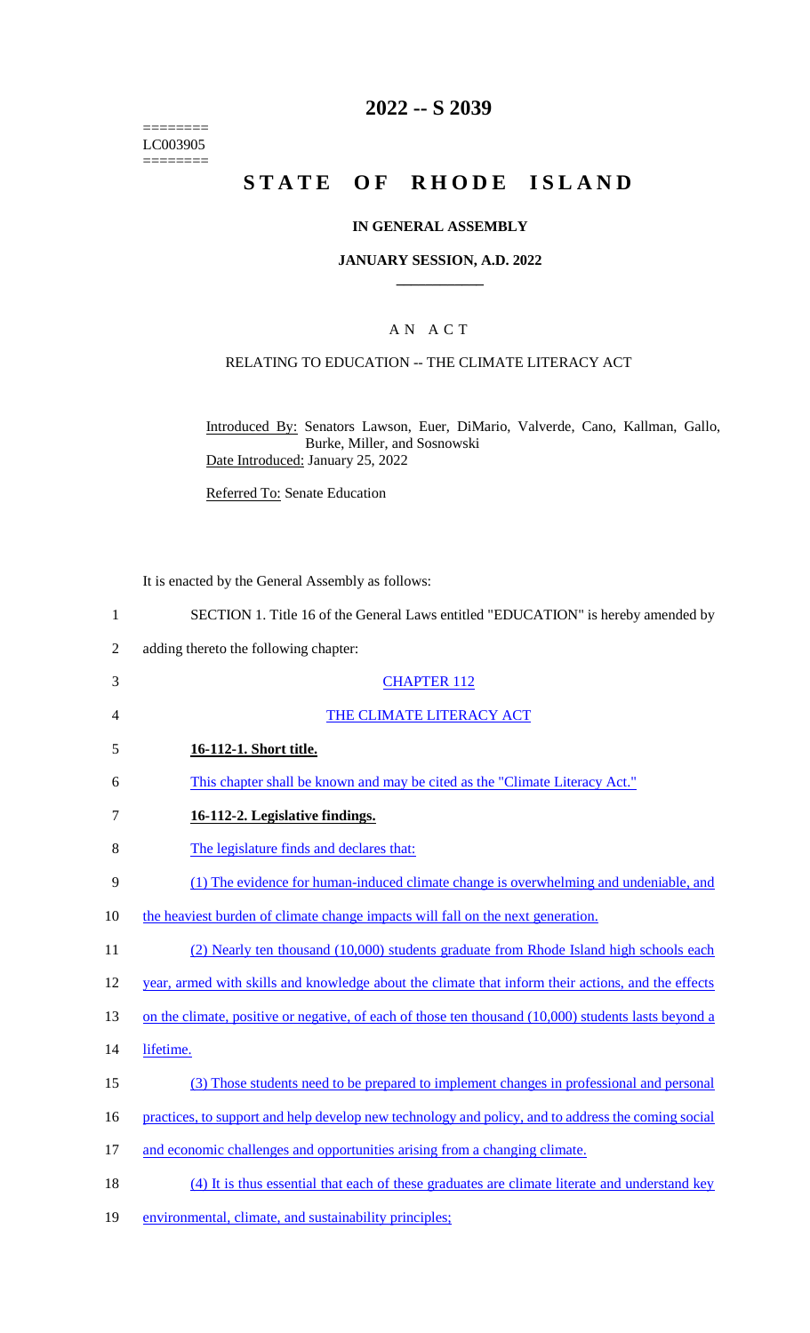========
LC003905
========

# 2022 -- S 2039

# STATE OF RHODE ISLAND

## IN GENERAL ASSEMBLY

### JANUARY SESSION, A.D. 2022

---

## A N A C T

### RELATING TO EDUCATION -- THE CLIMATE LITERACY ACT

Introduced By: Senators Lawson, Euer, DiMario, Valverde, Cano, Kallman, Gallo, Burke, Miller, and Sosnowski

Date Introduced: January 25, 2022

Referred To: Senate Education

It is enacted by the General Assembly as follows:

1 SECTION 1. Title 16 of the General Laws entitled "EDUCATION" is hereby amended by
2 adding thereto the following chapter:

3 CHAPTER 112

4 THE CLIMATE LITERACY ACT

5 **16-112-1. Short title.**

6 This chapter shall be known and may be cited as the "Climate Literacy Act."

7 **16-112-2. Legislative findings.**

8 The legislature finds and declares that:

9 (1) The evidence for human-induced climate change is overwhelming and undeniable, and
10 the heaviest burden of climate change impacts will fall on the next generation.

11 (2) Nearly ten thousand (10,000) students graduate from Rhode Island high schools each
12 year, armed with skills and knowledge about the climate that inform their actions, and the effects
13 on the climate, positive or negative, of each of those ten thousand (10,000) students lasts beyond a
14 lifetime.

15 (3) Those students need to be prepared to implement changes in professional and personal
16 practices, to support and help develop new technology and policy, and to address the coming social
17 and economic challenges and opportunities arising from a changing climate.

18 (4) It is thus essential that each of these graduates are climate literate and understand key
19 environmental, climate, and sustainability principles;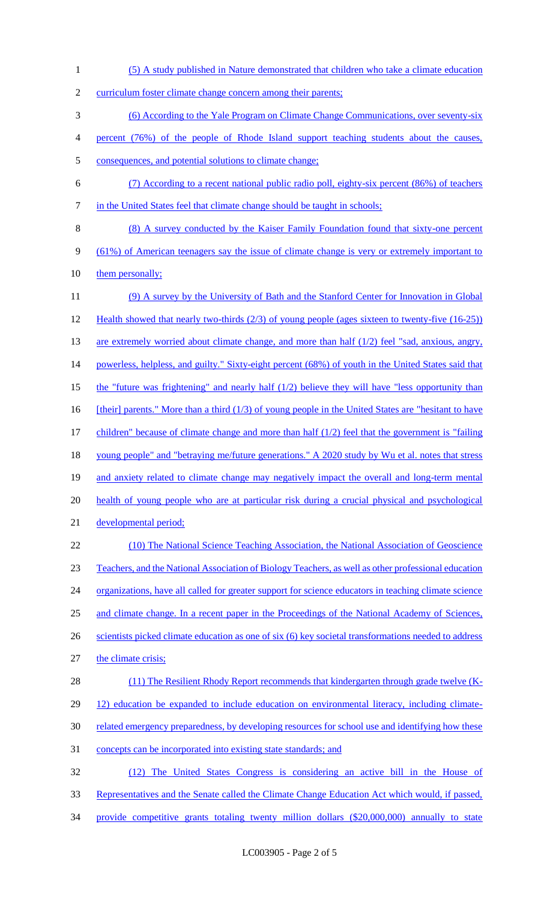(5) A study published in Nature demonstrated that children who take a climate education curriculum foster climate change concern among their parents;

(6) According to the Yale Program on Climate Change Communications, over seventy-six percent (76%) of the people of Rhode Island support teaching students about the causes, consequences, and potential solutions to climate change;

(7) According to a recent national public radio poll, eighty-six percent (86%) of teachers in the United States feel that climate change should be taught in schools;

(8) A survey conducted by the Kaiser Family Foundation found that sixty-one percent (61%) of American teenagers say the issue of climate change is very or extremely important to them personally;

(9) A survey by the University of Bath and the Stanford Center for Innovation in Global Health showed that nearly two-thirds (2/3) of young people (ages sixteen to twenty-five (16-25)) are extremely worried about climate change, and more than half (1/2) feel "sad, anxious, angry, powerless, helpless, and guilty." Sixty-eight percent (68%) of youth in the United States said that the "future was frightening" and nearly half (1/2) believe they will have "less opportunity than [their] parents." More than a third (1/3) of young people in the United States are "hesitant to have children" because of climate change and more than half (1/2) feel that the government is "failing young people" and "betraying me/future generations." A 2020 study by Wu et al. notes that stress and anxiety related to climate change may negatively impact the overall and long-term mental health of young people who are at particular risk during a crucial physical and psychological developmental period;

(10) The National Science Teaching Association, the National Association of Geoscience Teachers, and the National Association of Biology Teachers, as well as other professional education organizations, have all called for greater support for science educators in teaching climate science and climate change. In a recent paper in the Proceedings of the National Academy of Sciences, scientists picked climate education as one of six (6) key societal transformations needed to address the climate crisis;

(11) The Resilient Rhody Report recommends that kindergarten through grade twelve (K-12) education be expanded to include education on environmental literacy, including climate-related emergency preparedness, by developing resources for school use and identifying how these concepts can be incorporated into existing state standards; and

(12) The United States Congress is considering an active bill in the House of Representatives and the Senate called the Climate Change Education Act which would, if passed, provide competitive grants totaling twenty million dollars ($20,000,000) annually to state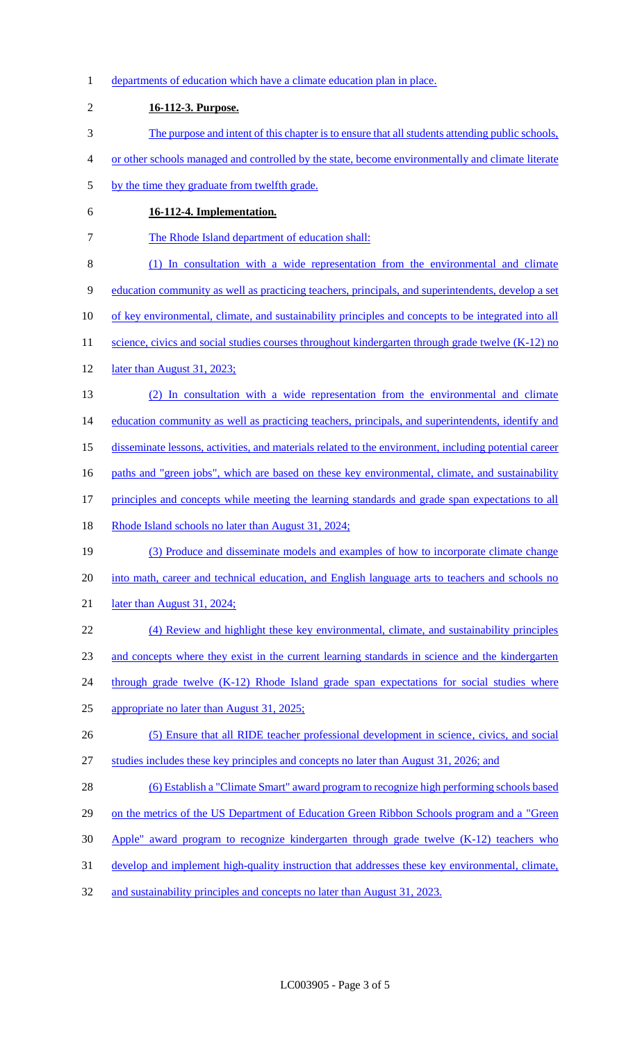departments of education which have a climate education plan in place.

**16-112-3. Purpose.**

The purpose and intent of this chapter is to ensure that all students attending public schools, or other schools managed and controlled by the state, become environmentally and climate literate by the time they graduate from twelfth grade.

**16-112-4. Implementation.**

The Rhode Island department of education shall:

(1) In consultation with a wide representation from the environmental and climate education community as well as practicing teachers, principals, and superintendents, develop a set of key environmental, climate, and sustainability principles and concepts to be integrated into all science, civics and social studies courses throughout kindergarten through grade twelve (K-12) no later than August 31, 2023;

(2) In consultation with a wide representation from the environmental and climate education community as well as practicing teachers, principals, and superintendents, identify and disseminate lessons, activities, and materials related to the environment, including potential career paths and "green jobs", which are based on these key environmental, climate, and sustainability principles and concepts while meeting the learning standards and grade span expectations to all Rhode Island schools no later than August 31, 2024;

(3) Produce and disseminate models and examples of how to incorporate climate change into math, career and technical education, and English language arts to teachers and schools no later than August 31, 2024;

(4) Review and highlight these key environmental, climate, and sustainability principles and concepts where they exist in the current learning standards in science and the kindergarten through grade twelve (K-12) Rhode Island grade span expectations for social studies where appropriate no later than August 31, 2025;

(5) Ensure that all RIDE teacher professional development in science, civics, and social studies includes these key principles and concepts no later than August 31, 2026; and

(6) Establish a "Climate Smart" award program to recognize high performing schools based on the metrics of the US Department of Education Green Ribbon Schools program and a "Green Apple" award program to recognize kindergarten through grade twelve (K-12) teachers who develop and implement high-quality instruction that addresses these key environmental, climate, and sustainability principles and concepts no later than August 31, 2023.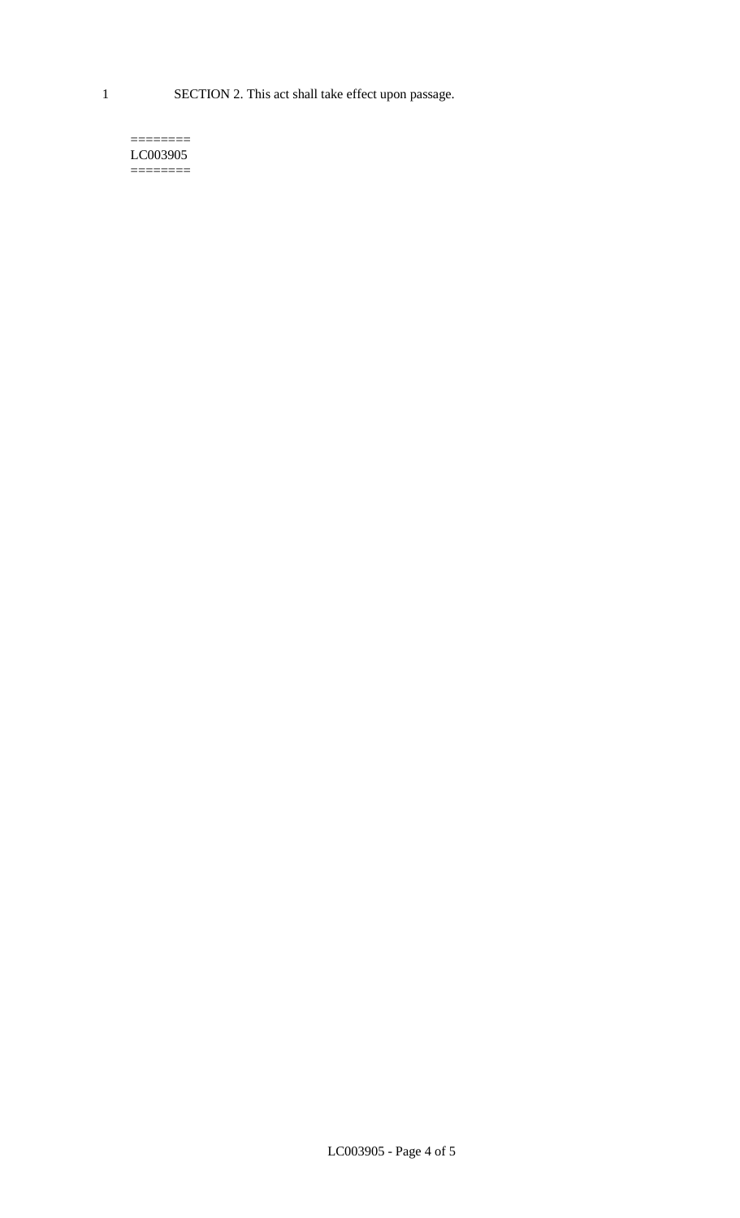SECTION 2. This act shall take effect upon passage.

========
LC003905
========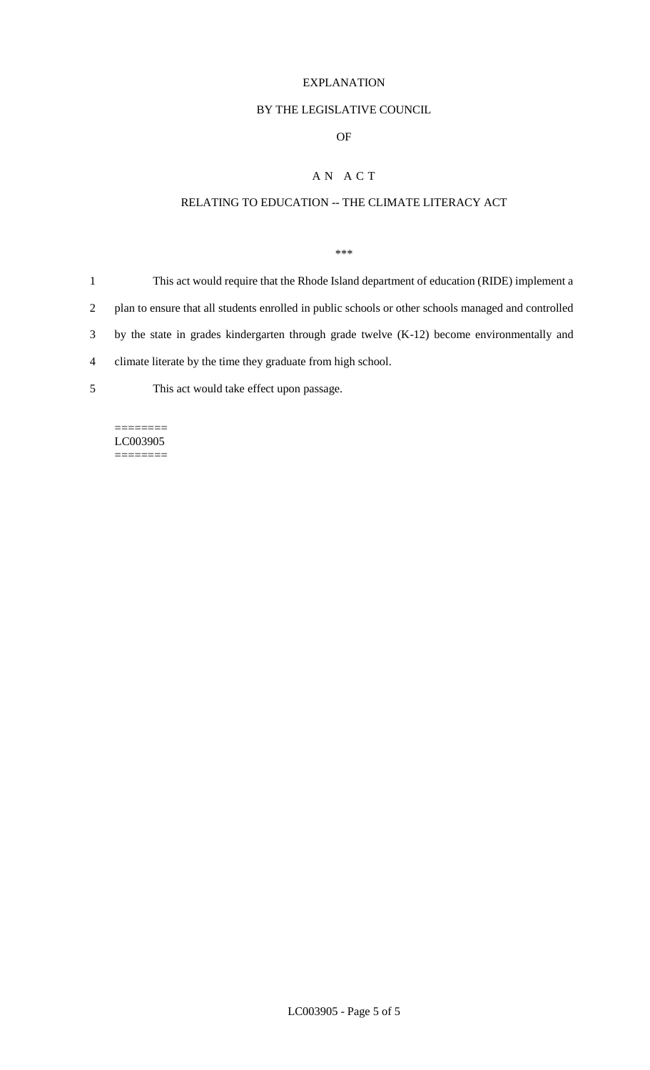EXPLANATION

BY THE LEGISLATIVE COUNCIL

OF

A N A C T

RELATING TO EDUCATION -- THE CLIMATE LITERACY ACT

\*\*\*

1 This act would require that the Rhode Island department of education (RIDE) implement a
2 plan to ensure that all students enrolled in public schools or other schools managed and controlled
3 by the state in grades kindergarten through grade twelve (K-12) become environmentally and
4 climate literate by the time they graduate from high school.
5 This act would take effect upon passage.

========
LC003905
========